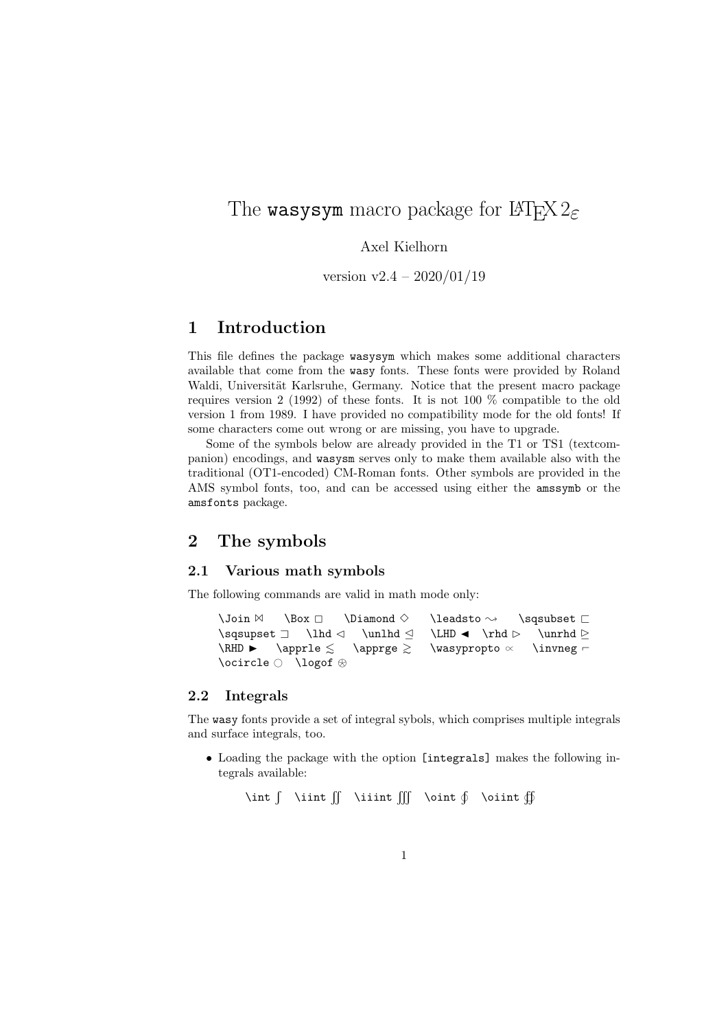# The `wasysym` macro package for LaTeX 2ε

Axel Kielhorn

version v2.4 – 2020/01/19

## 1 Introduction

This file defines the package `wasysym` which makes some additional characters available that come from the `wasy` fonts. These fonts were provided by Roland Waldi, Universität Karlsruhe, Germany. Notice that the present macro package requires version 2 (1992) of these fonts. It is not 100 % compatible to the old version 1 from 1989. I have provided no compatibility mode for the old fonts! If some characters come out wrong or are missing, you have to upgrade.

Some of the symbols below are already provided in the T1 or TS1 (textcompanion) encodings, and `wasysm` serves only to make them available also with the traditional (OT1-encoded) CM-Roman fonts. Other symbols are provided in the AMS symbol fonts, too, and can be accessed using either the `amssymb` or the `amsfonts` package.

## 2 The symbols

### 2.1 Various math symbols

The following commands are valid in math mode only:

`\Join` ⋈ `\Box` □ `\Diamond` ◇ `\leadsto` ⇝ `\sqsubset` ⊏
`\sqsupset` ⊐ `\lhd` ◁ `\unlhd` ⊴ `\LHD` ◀ `\rhd` ▷ `\unrhd` ⊵
`\RHD` ▶ `\apprle` ≲ `\apprge` ≳ `\wasypropto` ∝ `\invneg` ⌐
`\ocircle` ○ `\logof` ⊛

### 2.2 Integrals

The `wasy` fonts provide a set of integral sybols, which comprises multiple integrals and surface integrals, too.

- Loading the package with the option `[integrals]` makes the following integrals available:

  `\int` ∫ `\iint` ∬ `\iiint` ∭ `\oint` ∮ `\oiint` ∯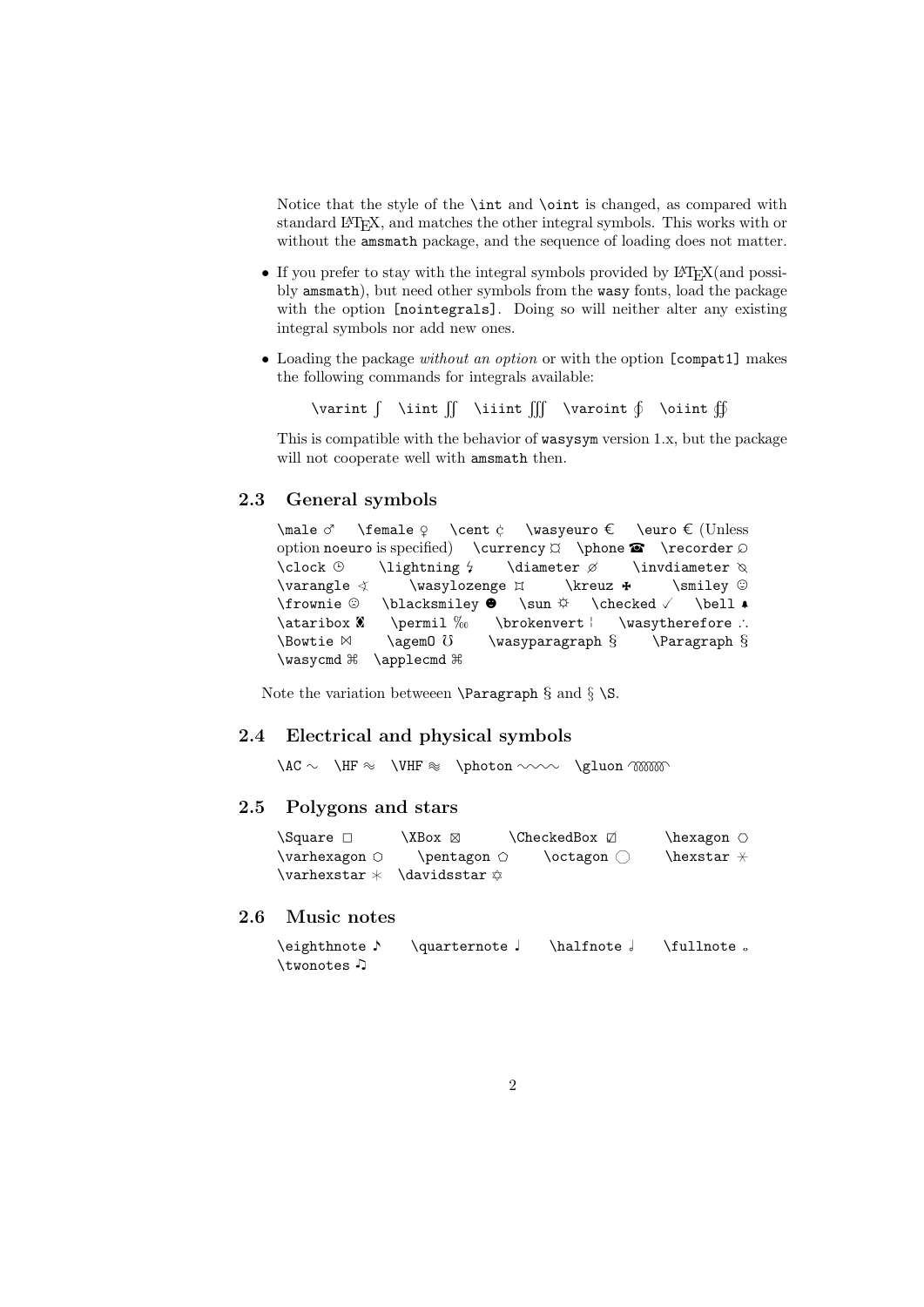Notice that the style of the `\int` and `\oint` is changed, as compared with standard LaTeX, and matches the other integral symbols. This works with or without the `amsmath` package, and the sequence of loading does not matter.

- If you prefer to stay with the integral symbols provided by LaTeX(and possibly `amsmath`), but need other symbols from the `wasy` fonts, load the package with the option `[nointegrals]`. Doing so will neither alter any existing integral symbols nor add new ones.
- Loading the package *without an option* or with the option `[compat1]` makes the following commands for integrals available:

  `\varint` ∫ `\iint` ∬ `\iiint` ∭ `\varoint` ∮ `\oiint` ∯

  This is compatible with the behavior of `wasysym` version 1.x, but the package will not cooperate well with `amsmath` then.

### 2.3 General symbols

`\male` ♂ `\female` ♀ `\cent` ¢ `\wasyeuro` € `\euro` € (Unless option `noeuro` is specified) `\currency` ¤ `\phone` ☎ `\recorder` ⌕ `\clock` ◷ `\lightning` ↯ `\diameter` ⌀ `\invdiameter` ⍉ `\varangle` ∢ `\wasylozenge` ⌑ `\kreuz` ✠ `\smiley` ☺ `\frownie` ☹ `\blacksmiley` ☻ `\sun` ☼ `\checked` ✓ `\bell` ♠ `\ataribox` ⌛ `\permil` ‰ `\brokenvert` ¦ `\wasytherefore` ∴ `\Bowtie` ⋈ `\agemO` ℧ `\wasyparagraph` § `\Paragraph` § `\wasycmd` ⌘ `\applecmd` ⌘

Note the variation betweeen `\Paragraph` § and § `\S`.

### 2.4 Electrical and physical symbols

`\AC` ∼ `\HF` ≈ `\VHF` ≋ `\photon` ∿∿∿ `\gluon` ⌇

### 2.5 Polygons and stars

`\Square` □ `\XBox` ⊠ `\CheckedBox` ☑ `\hexagon` ⬡ `\varhexagon` ⬡ `\pentagon` ⬠ `\octagon` ◯ `\hexstar` ✳ `\varhexstar` ✳ `\davidsstar` ✡

### 2.6 Music notes

`\eighthnote` ♪ `\quarternote` ♩ `\halfnote` 𝅗𝅥 `\fullnote` 𝅝 `\twonotes` ♫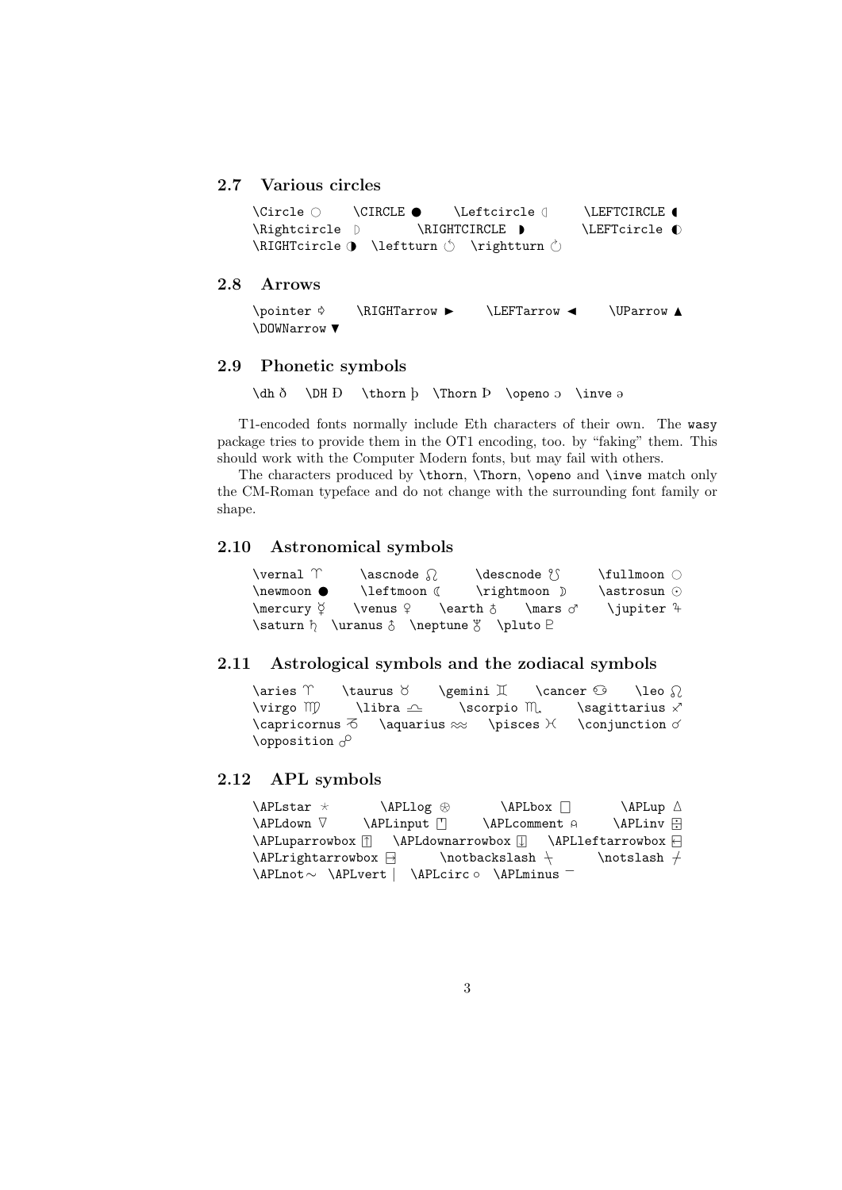### 2.7 Various circles

\Circle ○ \CIRCLE ● \Leftcircle ◖ \LEFTCIRCLE ◖
\Rightcircle ◗ \RIGHTCIRCLE ◗ \LEFTcircle ◐
\RIGHTcircle ◑ \leftturn ↺ \rightturn ↻

### 2.8 Arrows

\pointer ⇨ \RIGHTarrow ► \LEFTarrow ◄ \UParrow ▲
\DOWNarrow ▼

### 2.9 Phonetic symbols

\dh ð \DH Ð \thorn þ \Thorn Þ \openo ɔ \inve ə

T1-encoded fonts normally include Eth characters of their own. The wasy package tries to provide them in the OT1 encoding, too. by "faking" them. This should work with the Computer Modern fonts, but may fail with others.

The characters produced by \thorn, \Thorn, \openo and \inve match only the CM-Roman typeface and do not change with the surrounding font family or shape.

### 2.10 Astronomical symbols

\vernal ♈ \ascnode ☊ \descnode ☋ \fullmoon ○
\newmoon ● \leftmoon ☾ \rightmoon ☽ \astrosun ☉
\mercury ☿ \venus ♀ \earth ♁ \mars ♂ \jupiter ♃
\saturn ♄ \uranus ♅ \neptune ♆ \pluto ♇

### 2.11 Astrological symbols and the zodiacal symbols

\aries ♈ \taurus ♉ \gemini ♊ \cancer ♋ \leo ♌
\virgo ♍ \libra ♎ \scorpio ♏ \sagittarius ♐
\capricornus ♑ \aquarius ♒ \pisces ♓ \conjunction ☌
\opposition ☍

### 2.12 APL symbols

\APLstar ⋆ \APLlog ⍟ \APLbox ⎕ \APLup ∆
\APLdown ∇ \APLinput ⍞ \APLcomment ⍝ \APLinv ⌹
\APLuparrowbox ⍐ \APLdownarrowbox ⍗ \APLleftarrowbox ⍇
\APLrightarrowbox ⍈ \notbackslash ⍀ \notslash ⌿
\APLnot ∼ \APLvert | \APLcirc ∘ \APLminus ¯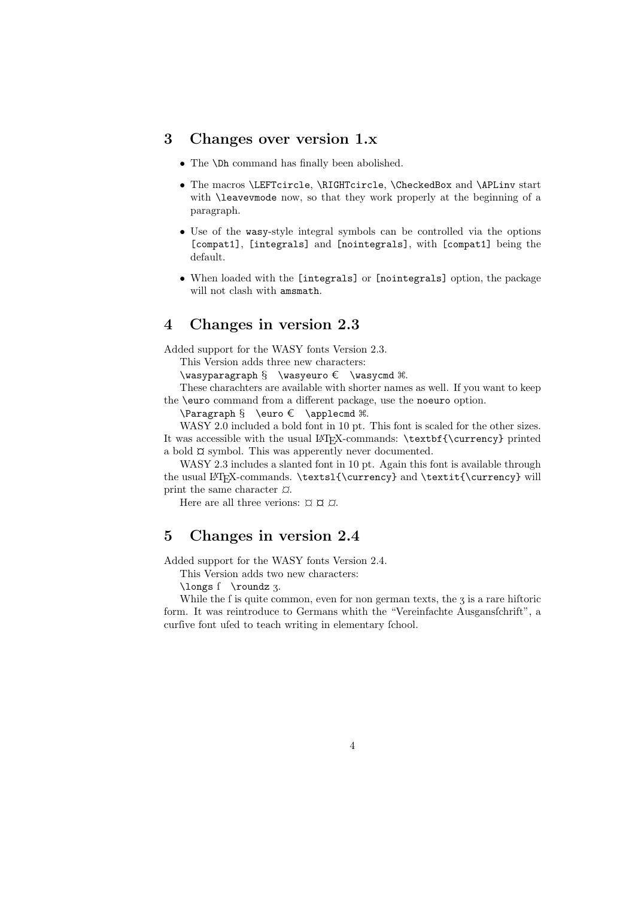## 3 Changes over version 1.x

- The `\Dh` command has finally been abolished.
- The macros `\LEFTcircle`, `\RIGHTcircle`, `\CheckedBox` and `\APLinv` start with `\leavevmode` now, so that they work properly at the beginning of a paragraph.
- Use of the `wasy`-style integral symbols can be controlled via the options `[compat1]`, `[integrals]` and `[nointegrals]`, with `[compat1]` being the default.
- When loaded with the `[integrals]` or `[nointegrals]` option, the package will not clash with `amsmath`.

## 4 Changes in version 2.3

Added support for the WASY fonts Version 2.3.

This Version adds three new characters:

`\wasyparagraph` §  `\wasyeuro` €  `\wasycmd` ⌘.

These charachters are available with shorter names as well. If you want to keep the `\euro` command from a different package, use the `noeuro` option.

`\Paragraph` §  `\euro` €  `\applecmd` ⌘.

WASY 2.0 included a bold font in 10 pt. This font is scaled for the other sizes. It was accessible with the usual LaTeX-commands: `\textbf{\currency}` printed a bold ¤ symbol. This was apperently never documented.

WASY 2.3 includes a slanted font in 10 pt. Again this font is available through the usual LaTeX-commands. `\textsl{\currency}` and `\textit{\currency}` will print the same character ¤.

Here are all three verions: ¤ ¤ ¤.

## 5 Changes in version 2.4

Added support for the WASY fonts Version 2.4.

This Version adds two new characters:

`\longs` ſ  `\roundz` ʒ.

While the ſ is quite common, even for non german texts, the ʒ is a rare hiſtoric form. It was reintroduce to Germans whith the "Vereinfachte Ausganſchrift", a curſive font uſed to teach writing in elementary ſchool.